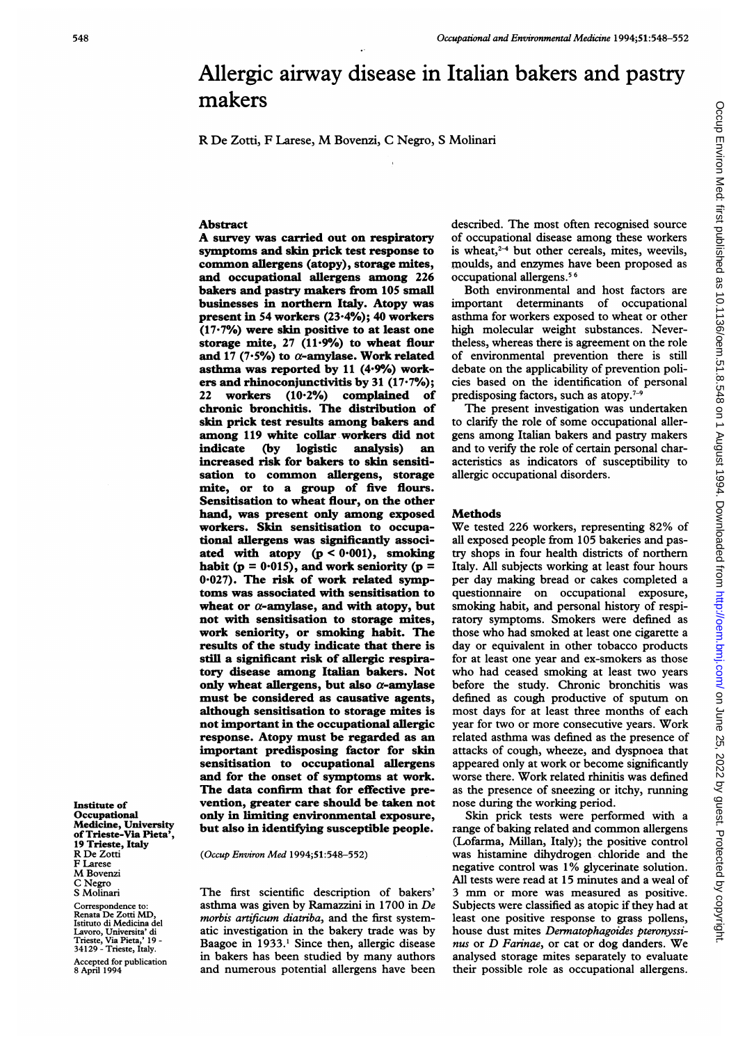# Allergic airway disease in Italian bakers and pastry makers

R De Zotti, F Larese, M Bovenzi, C Negro, S Molinari

Institute of Occupational Medicine, University of Trieste-Via Pieta', 19 Trieste, Italy
R De Zotti
F Larese
M Bovenzi
C Negro
S Molinari

Correspondence to: Renata De Zotti MD, Istituto di Medicina del Lavoro, Universita' di Trieste, Via Pieta,' 19 - 34129 - Trieste, Italy.

Accepted for publication 8 April 1994

## Abstract

**A survey was carried out on respiratory symptoms and skin prick test response to common allergens (atopy), storage mites, and occupational allergens among 226 bakers and pastry makers from 105 small businesses in northern Italy. Atopy was present in 54 workers (23·4%); 40 workers (17·7%) were skin positive to at least one storage mite, 27 (11·9%) to wheat flour and 17 (7·5%) to α-amylase. Work related asthma was reported by 11 (4·9%) workers and rhinoconjunctivitis by 31 (17·7%); 22 workers (10·2%) complained of chronic bronchitis. The distribution of skin prick test results among bakers and among 119 white collar workers did not indicate (by logistic analysis) an increased risk for bakers to skin sensitisation to common allergens, storage mite, or to a group of five flours. Sensitisation to wheat flour, on the other hand, was present only among exposed workers. Skin sensitisation to occupational allergens was significantly associated with atopy ($p < 0·001$), smoking habit ($p = 0·015$), and work seniority ($p = 0·027$). The risk of work related symptoms was associated with sensitisation to wheat or α-amylase, and with atopy, but not with sensitisation to storage mites, work seniority, or smoking habit. The results of the study indicate that there is still a significant risk of allergic respiratory disease among Italian bakers. Not only wheat allergens, but also α-amylase must be considered as causative agents, although sensitisation to storage mites is not important in the occupational allergic response. Atopy must be regarded as an important predisposing factor for skin sensitisation to occupational allergens and for the onset of symptoms at work. The data confirm that for effective prevention, greater care should be taken not only in limiting environmental exposure, but also in identifying susceptible people.**

(*Occup Environ Med* 1994;51:548–552)

The first scientific description of bakers' asthma was given by Ramazzini in 1700 in *De morbis artificum diatriba*, and the first systematic investigation in the bakery trade was by Baagoe in 1933.[1] Since then, allergic disease in bakers has been studied by many authors and numerous potential allergens have been described. The most often recognised source of occupational disease among these workers is wheat,[2–4] but other cereals, mites, weevils, moulds, and enzymes have been proposed as occupational allergens.[5 6]

Both environmental and host factors are important determinants of occupational asthma for workers exposed to wheat or other high molecular weight substances. Nevertheless, whereas there is agreement on the role of environmental prevention there is still debate on the applicability of prevention policies based on the identification of personal predisposing factors, such as atopy.[7–9]

The present investigation was undertaken to clarify the role of some occupational allergens among Italian bakers and pastry makers and to verify the role of certain personal characteristics as indicators of susceptibility to allergic occupational disorders.

## Methods

We tested 226 workers, representing 82% of all exposed people from 105 bakeries and pastry shops in four health districts of northern Italy. All subjects working at least four hours per day making bread or cakes completed a questionnaire on occupational exposure, smoking habit, and personal history of respiratory symptoms. Smokers were defined as those who had smoked at least one cigarette a day or equivalent in other tobacco products for at least one year and ex-smokers as those who had ceased smoking at least two years before the study. Chronic bronchitis was defined as cough productive of sputum on most days for at least three months of each year for two or more consecutive years. Work related asthma was defined as the presence of attacks of cough, wheeze, and dyspnoea that appeared only at work or become significantly worse there. Work related rhinitis was defined as the presence of sneezing or itchy, running nose during the working period.

Skin prick tests were performed with a range of baking related and common allergens (Lofarma, Millan, Italy); the positive control was histamine dihydrogen chloride and the negative control was 1% glycerinate solution. All tests were read at 15 minutes and a weal of 3 mm or more was measured as positive. Subjects were classified as atopic if they had at least one positive response to grass pollens, house dust mites *Dermatophagoides pteronyssinus* or *D Farinae*, or cat or dog danders. We analysed storage mites separately to evaluate their possible role as occupational allergens.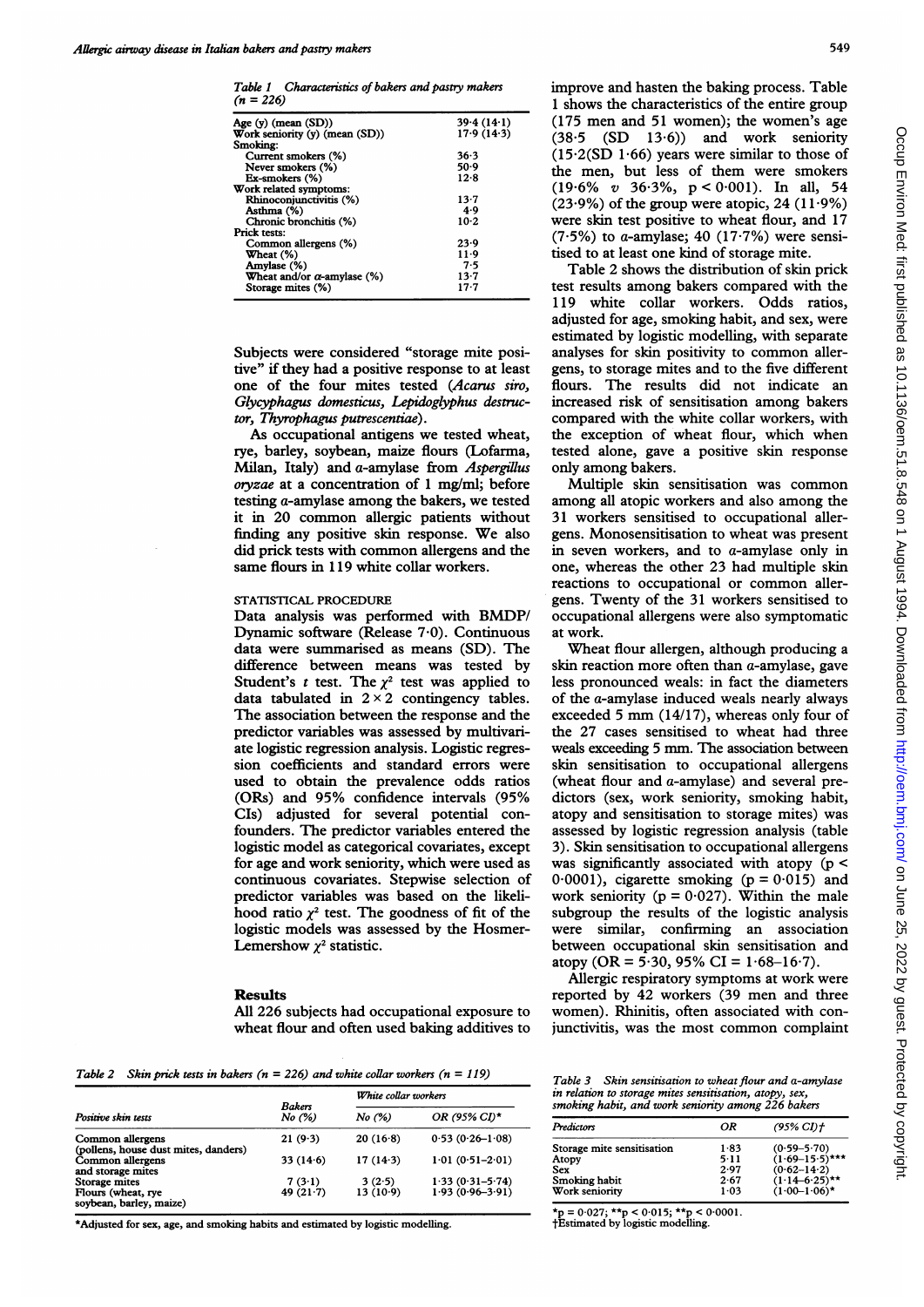*Table 1 Characteristics of bakers and pastry makers (n = 226)*

| | |
|---|---|
| Age (y) (mean (SD)) | 39·4 (14·1) |
| Work seniority (y) (mean (SD)) | 17·9 (14·3) |
| Smoking: | |
| Current smokers (%) | 36·3 |
| Never smokers (%) | 50·9 |
| Ex-smokers (%) | 12·8 |
| Work related symptoms: | |
| Rhinoconjunctivitis (%) | 13·7 |
| Asthma (%) | 4·9 |
| Chronic bronchitis (%) | 10·2 |
| Prick tests: | |
| Common allergens (%) | 23·9 |
| Wheat (%) | 11·9 |
| Amylase (%) | 7·5 |
| Wheat and/or α-amylase (%) | 13·7 |
| Storage mites (%) | 17·7 |

Subjects were considered "storage mite positive" if they had a positive response to at least one of the four mites tested (*Acarus siro, Glycyphagus domesticus, Lepidoglyphus destructor, Thyrophagus putrescentiae*).

As occupational antigens we tested wheat, rye, barley, soybean, maize flours (Lofarma, Milan, Italy) and α-amylase from *Aspergillus oryzae* at a concentration of 1 mg/ml; before testing α-amylase among the bakers, we tested it in 20 common allergic patients without finding any positive skin response. We also did prick tests with common allergens and the same flours in 119 white collar workers.

### STATISTICAL PROCEDURE

Data analysis was performed with BMDP/Dynamic software (Release 7·0). Continuous data were summarised as means (SD). The difference between means was tested by Student's *t* test. The $\chi^2$ test was applied to data tabulated in $2 \times 2$ contingency tables. The association between the response and the predictor variables was assessed by multivariate logistic regression analysis. Logistic regression coefficients and standard errors were used to obtain the prevalence odds ratios (ORs) and 95% confidence intervals (95% CIs) adjusted for several potential confounders. The predictor variables entered the logistic model as categorical covariates, except for age and work seniority, which were used as continuous covariates. Stepwise selection of predictor variables was based on the likelihood ratio $\chi^2$ test. The goodness of fit of the logistic models was assessed by the Hosmer-Lemershow $\chi^2$ statistic.

## Results

All 226 subjects had occupational exposure to wheat flour and often used baking additives to improve and hasten the baking process. Table 1 shows the characteristics of the entire group (175 men and 51 women); the women's age (38·5 (SD 13·6)) and work seniority (15·2(SD 1·66) years were similar to those of the men, but less of them were smokers (19·6% *v* 36·3%, $p < 0{\cdot}001$). In all, 54 (23·9%) of the group were atopic, 24 (11·9%) were skin test positive to wheat flour, and 17 (7·5%) to α-amylase; 40 (17·7%) were sensitised to at least one kind of storage mite.

Table 2 shows the distribution of skin prick test results among bakers compared with the 119 white collar workers. Odds ratios, adjusted for age, smoking habit, and sex, were estimated by logistic modelling, with separate analyses for skin positivity to common allergens, to storage mites and to the five different flours. The results did not indicate an increased risk of sensitisation among bakers compared with the white collar workers, with the exception of wheat flour, which when tested alone, gave a positive skin response only among bakers.

Multiple skin sensitisation was common among all atopic workers and also among the 31 workers sensitised to occupational allergens. Monosensitisation to wheat was present in seven workers, and to α-amylase only in one, whereas the other 23 had multiple skin reactions to occupational or common allergens. Twenty of the 31 workers sensitised to occupational allergens were also symptomatic at work.

Wheat flour allergen, although producing a skin reaction more often than α-amylase, gave less pronounced weals: in fact the diameters of the α-amylase induced weals nearly always exceeded 5 mm (14/17), whereas only four of the 27 cases sensitised to wheat had three weals exceeding 5 mm. The association between skin sensitisation to occupational allergens (wheat flour and α-amylase) and several predictors (sex, work seniority, smoking habit, atopy and sensitisation to storage mites) was assessed by logistic regression analysis (table 3). Skin sensitisation to occupational allergens was significantly associated with atopy ($p < 0{\cdot}0001$), cigarette smoking ($p = 0{\cdot}015$) and work seniority ($p = 0{\cdot}027$). Within the male subgroup the results of the logistic analysis were similar, confirming an association between occupational skin sensitisation and atopy (OR = 5·30, 95% CI = 1·68–16·7).

Allergic respiratory symptoms at work were reported by 42 workers (39 men and three women). Rhinitis, often associated with conjunctivitis, was the most common complaint

*Table 2 Skin prick tests in bakers (n = 226) and white collar workers (n = 119)*

| Positive skin tests | Bakers No (%) | White collar workers | |
|---|---|---|---|
| | | No (%) | OR (95% CI)* |
| Common allergens (pollens, house dust mites, danders) | 21 (9·3) | 20 (16·8) | 0·53 (0·26–1·08) |
| Common allergens and storage mites | 33 (14·6) | 17 (14·3) | 1·01 (0·51–2·01) |
| Storage mites | 7 (3·1) | 3 (2·5) | 1·33 (0·31–5·74) |
| Flours (wheat, rye soybean, barley, maize) | 49 (21·7) | 13 (10·9) | 1·93 (0·96–3·91) |

*Adjusted for sex, age, and smoking habits and estimated by logistic modelling.

*Table 3 Skin sensitisation to wheat flour and α-amylase in relation to storage mites sensitisation, atopy, sex, smoking habit, and work seniority among 226 bakers*

| Predictors | OR | (95% CI)† |
|---|---|---|
| Storage mite sensitisation | 1·83 | (0·59–5·70) |
| Atopy | 5·11 | (1·69–15·5)*** |
| Sex | 2·97 | (0·62–14·2) |
| Smoking habit | 2·67 | (1·14–6·25)** |
| Work seniority | 1·03 | (1·00–1·06)* |

*p = 0·027; **p < 0·015; **p < 0·0001.
†Estimated by logistic modelling.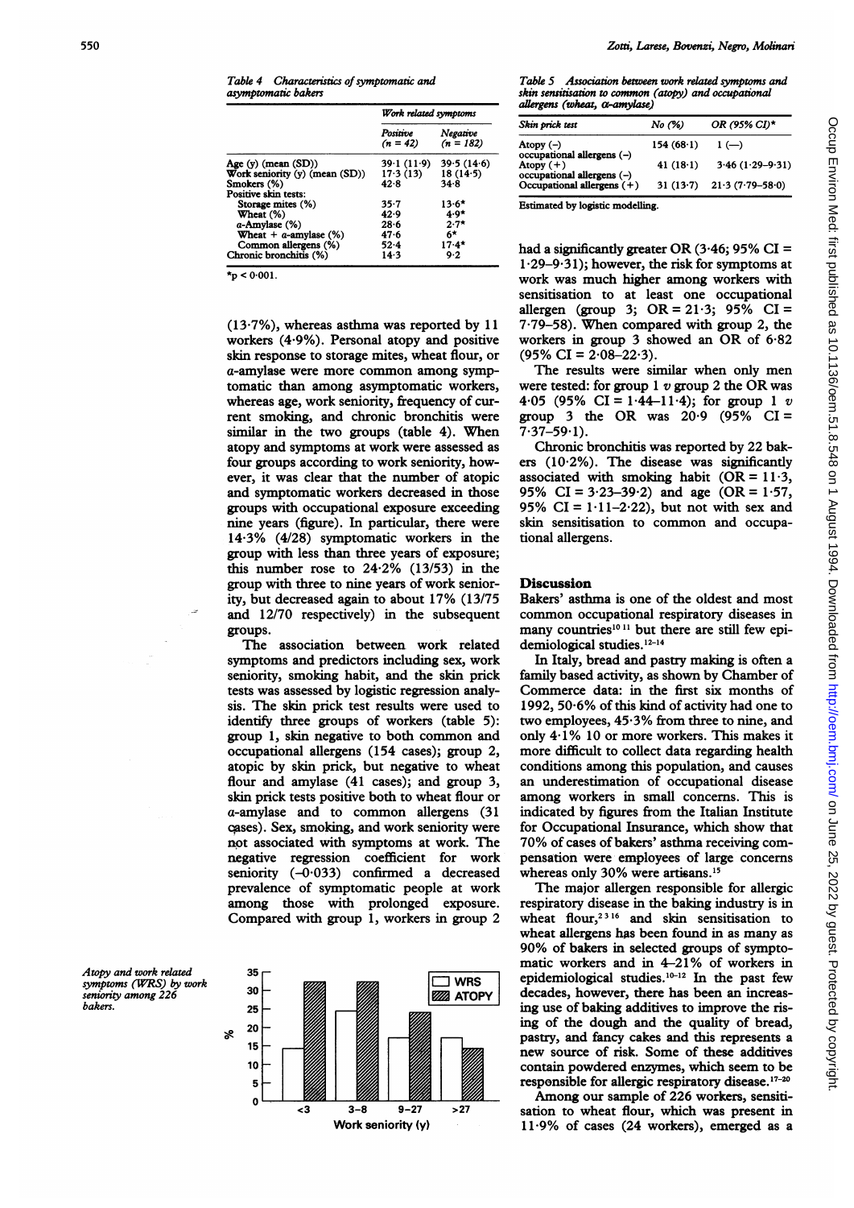Table 4 *Characteristics of symptomatic and asymptomatic bakers*

| | Work related symptoms | |
|---|---|---|
| | Positive (n = 42) | Negative (n = 182) |
| Age (y) (mean (SD)) | 39·1 (11·9) | 39·5 (14·6) |
| Work seniority (y) (mean (SD)) | 17·3 (13) | 18 (14·5) |
| Smokers (%) | 42·8 | 34·8 |
| Positive skin tests: | | |
| Storage mites (%) | 35·7 | 13·6* |
| Wheat (%) | 42·9 | 4·9* |
| α-Amylase (%) | 28·6 | 2·7* |
| Wheat + α-amylase (%) | 47·6 | 6* |
| Common allergens (%) | 52·4 | 17·4* |
| Chronic bronchitis (%) | 14·3 | 9·2 |

*$p < 0·001$.

(13·7%), whereas asthma was reported by 11 workers (4·9%). Personal atopy and positive skin response to storage mites, wheat flour, or α-amylase were more common among symptomatic than among asymptomatic workers, whereas age, work seniority, frequency of current smoking, and chronic bronchitis were similar in the two groups (table 4). When atopy and symptoms at work were assessed as four groups according to work seniority, however, it was clear that the number of atopic and symptomatic workers decreased in those groups with occupational exposure exceeding nine years (figure). In particular, there were 14·3% (4/28) symptomatic workers in the group with less than three years of exposure; this number rose to 24·2% (13/53) in the group with three to nine years of work seniority, but decreased again to about 17% (13/75 and 12/70 respectively) in the subsequent groups.

The association between work related symptoms and predictors including sex, work seniority, smoking habit, and the skin prick tests was assessed by logistic regression analysis. The skin prick test results were used to identify three groups of workers (table 5): group 1, skin negative to both common and occupational allergens (154 cases); group 2, atopic by skin prick, but negative to wheat flour and amylase (41 cases); and group 3, skin prick tests positive both to wheat flour or α-amylase and to common allergens (31 cases). Sex, smoking, and work seniority were not associated with symptoms at work. The negative regression coefficient for work seniority (−0·033) confirmed a decreased prevalence of symptomatic people at work among those with prolonged exposure. Compared with group 1, workers in group 2

Atopy and work related symptoms (WRS) by work seniority among 226 bakers.

Table 5 *Association between work related symptoms and skin sensitisation to common (atopy) and occupational allergens (wheat, α-amylase)*

| Skin prick test | No (%) | OR (95% CI)* |
|---|---|---|
| Atopy (−) occupational allergens (−) | 154 (68·1) | 1 (—) |
| Atopy (+) occupational allergens (−) | 41 (18·1) | 3·46 (1·29–9·31) |
| Occupational allergens (+) | 31 (13·7) | 21·3 (7·79–58·0) |

Estimated by logistic modelling.

had a significantly greater OR (3·46; 95% CI = 1·29–9·31); however, the risk for symptoms at work was much higher among workers with sensitisation to at least one occupational allergen (group 3; OR = 21·3; 95% CI = 7·79–58). When compared with group 2, the workers in group 3 showed an OR of 6·82 (95% CI = 2·08–22·3).

The results were similar when only men were tested: for group 1 *v* group 2 the OR was 4·05 (95% CI = 1·44–11·4); for group 1 *v* group 3 the OR was 20·9 (95% CI = 7·37–59·1).

Chronic bronchitis was reported by 22 bakers (10·2%). The disease was significantly associated with smoking habit (OR = 11·3, 95% CI = 3·23–39·2) and age (OR = 1·57, 95% CI = 1·11–2·22), but not with sex and skin sensitisation to common and occupational allergens.

## Discussion

Bakers' asthma is one of the oldest and most common occupational respiratory diseases in many countries[10,11] but there are still few epidemiological studies.[12–14]

In Italy, bread and pastry making is often a family based activity, as shown by Chamber of Commerce data: in the first six months of 1992, 50·6% of this kind of activity had one to two employees, 45·3% from three to nine, and only 4·1% 10 or more workers. This makes it more difficult to collect data regarding health conditions among this population, and causes an underestimation of occupational disease among workers in small concerns. This is indicated by figures from the Italian Institute for Occupational Insurance, which show that 70% of cases of bakers' asthma receiving compensation were employees of large concerns whereas only 30% were artisans.[15]

The major allergen responsible for allergic respiratory disease in the baking industry is in wheat flour,[2,3,16] and skin sensitisation to wheat allergens has been found in as many as 90% of bakers in selected groups of symptomatic workers and in 4–21% of workers in epidemiological studies.[10–12] In the past few decades, however, there has been an increasing use of baking additives to improve the rising of the dough and the quality of bread, pastry, and fancy cakes and this represents a new source of risk. Some of these additives contain powdered enzymes, which seem to be responsible for allergic respiratory disease.[17–20]

Among our sample of 226 workers, sensitisation to wheat flour, which was present in 11·9% of cases (24 workers), emerged as a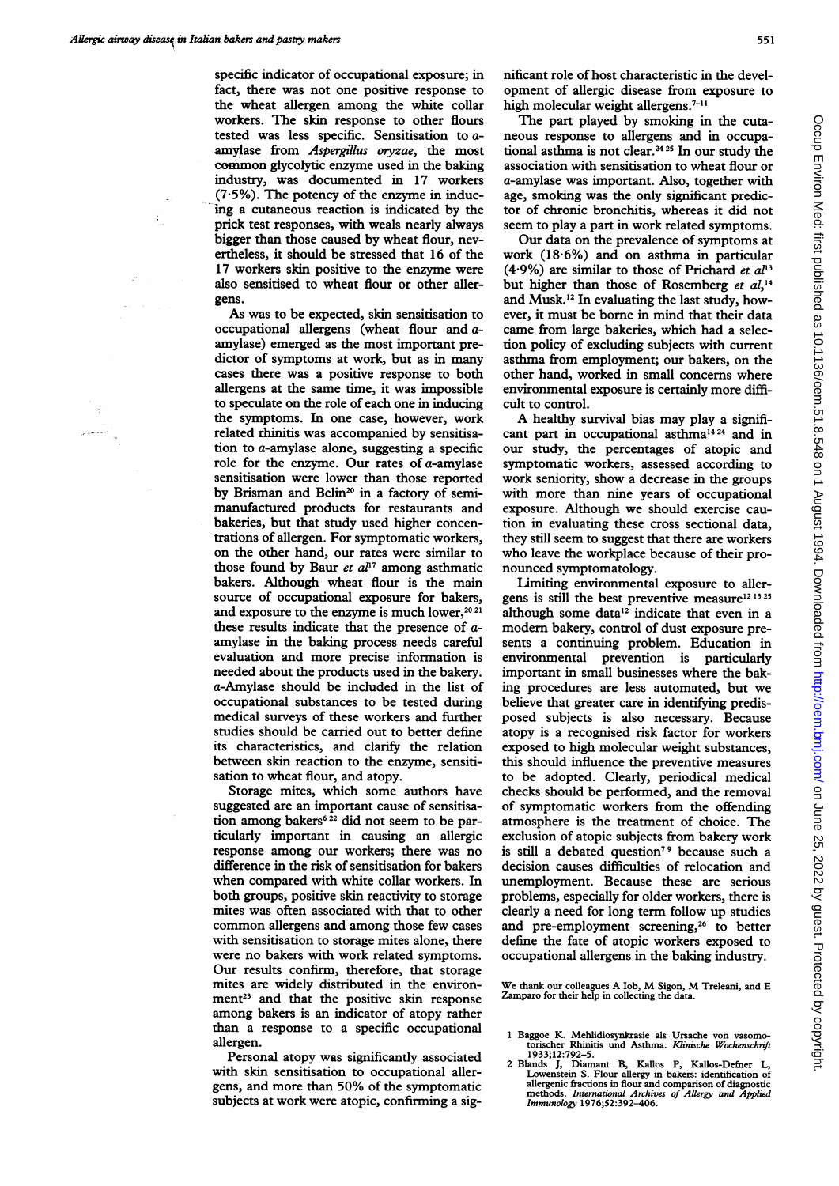specific indicator of occupational exposure; in fact, there was not one positive response to the wheat allergen among the white collar workers. The skin response to other flours tested was less specific. Sensitisation to α-amylase from *Aspergillus oryzae*, the most common glycolytic enzyme used in the baking industry, was documented in 17 workers (7·5%). The potency of the enzyme in inducing a cutaneous reaction is indicated by the prick test responses, with weals nearly always bigger than those caused by wheat flour, nevertheless, it should be stressed that 16 of the 17 workers skin positive to the enzyme were also sensitised to wheat flour or other allergens.

As was to be expected, skin sensitisation to occupational allergens (wheat flour and α-amylase) emerged as the most important predictor of symptoms at work, but as in many cases there was a positive response to both allergens at the same time, it was impossible to speculate on the role of each one in inducing the symptoms. In one case, however, work related rhinitis was accompanied by sensitisation to α-amylase alone, suggesting a specific role for the enzyme. Our rates of α-amylase sensitisation were lower than those reported by Brisman and Belin[20] in a factory of semi-manufactured products for restaurants and bakeries, but that study used higher concentrations of allergen. For symptomatic workers, on the other hand, our rates were similar to those found by Baur *et al*[17] among asthmatic bakers. Although wheat flour is the main source of occupational exposure for bakers, and exposure to the enzyme is much lower,[20,21] these results indicate that the presence of α-amylase in the baking process needs careful evaluation and more precise information is needed about the products used in the bakery. α-Amylase should be included in the list of occupational substances to be tested during medical surveys of these workers and further studies should be carried out to better define its characteristics, and clarify the relation between skin reaction to the enzyme, sensitisation to wheat flour, and atopy.

Storage mites, which some authors have suggested are an important cause of sensitisation among bakers[6,22] did not seem to be particularly important in causing an allergic response among our workers; there was no difference in the risk of sensitisation for bakers when compared with white collar workers. In both groups, positive skin reactivity to storage mites was often associated with that to other common allergens and among those few cases with sensitisation to storage mites alone, there were no bakers with work related symptoms. Our results confirm, therefore, that storage mites are widely distributed in the environment[23] and that the positive skin response among bakers is an indicator of atopy rather than a response to a specific occupational allergen.

Personal atopy was significantly associated with skin sensitisation to occupational allergens, and more than 50% of the symptomatic subjects at work were atopic, confirming a significant role of host characteristic in the development of allergic disease from exposure to high molecular weight allergens.[7-11]

The part played by smoking in the cutaneous response to allergens and in occupational asthma is not clear.[24,25] In our study the association with sensitisation to wheat flour or α-amylase was important. Also, together with age, smoking was the only significant predictor of chronic bronchitis, whereas it did not seem to play a part in work related symptoms.

Our data on the prevalence of symptoms at work (18·6%) and on asthma in particular (4·9%) are similar to those of Prichard *et al*[13] but higher than those of Rosemberg *et al*,[14] and Musk.[12] In evaluating the last study, however, it must be borne in mind that their data came from large bakeries, which had a selection policy of excluding subjects with current asthma from employment; our bakers, on the other hand, worked in small concerns where environmental exposure is certainly more difficult to control.

A healthy survival bias may play a significant part in occupational asthma[14,24] and in our study, the percentages of atopic and symptomatic workers, assessed according to work seniority, show a decrease in the groups with more than nine years of occupational exposure. Although we should exercise caution in evaluating these cross sectional data, they still seem to suggest that there are workers who leave the workplace because of their pronounced symptomatology.

Limiting environmental exposure to allergens is still the best preventive measure[12,13,25] although some data[12] indicate that even in a modern bakery, control of dust exposure presents a continuing problem. Education in environmental prevention is particularly important in small businesses where the baking procedures are less automated, but we believe that greater care in identifying predisposed subjects is also necessary. Because atopy is a recognised risk factor for workers exposed to high molecular weight substances, this should influence the preventive measures to be adopted. Clearly, periodical medical checks should be performed, and the removal of symptomatic workers from the offending atmosphere is the treatment of choice. The exclusion of atopic subjects from bakery work is still a debated question[7,9] because such a decision causes difficulties of relocation and unemployment. Because these are serious problems, especially for older workers, there is clearly a need for long term follow up studies and pre-employment screening,[26] to better define the fate of atopic workers exposed to occupational allergens in the baking industry.

We thank our colleagues A Iob, M Sigon, M Treleani, and E Zamparo for their help in collecting the data.

1 Baggoe K. Mehlidiosynkrasie als Ursache von vasomotorischer Rhinitis und Asthma. *Klinische Wochenschrift* 1933;12:792–5.
2 Blands J, Diamant B, Kallos P, Kallos-Defner L, Lowenstein S. Flour allergy in bakers: identification of allergenic fractions in flour and comparison of diagnostic methods. *International Archives of Allergy and Applied Immunology* 1976;52:392–406.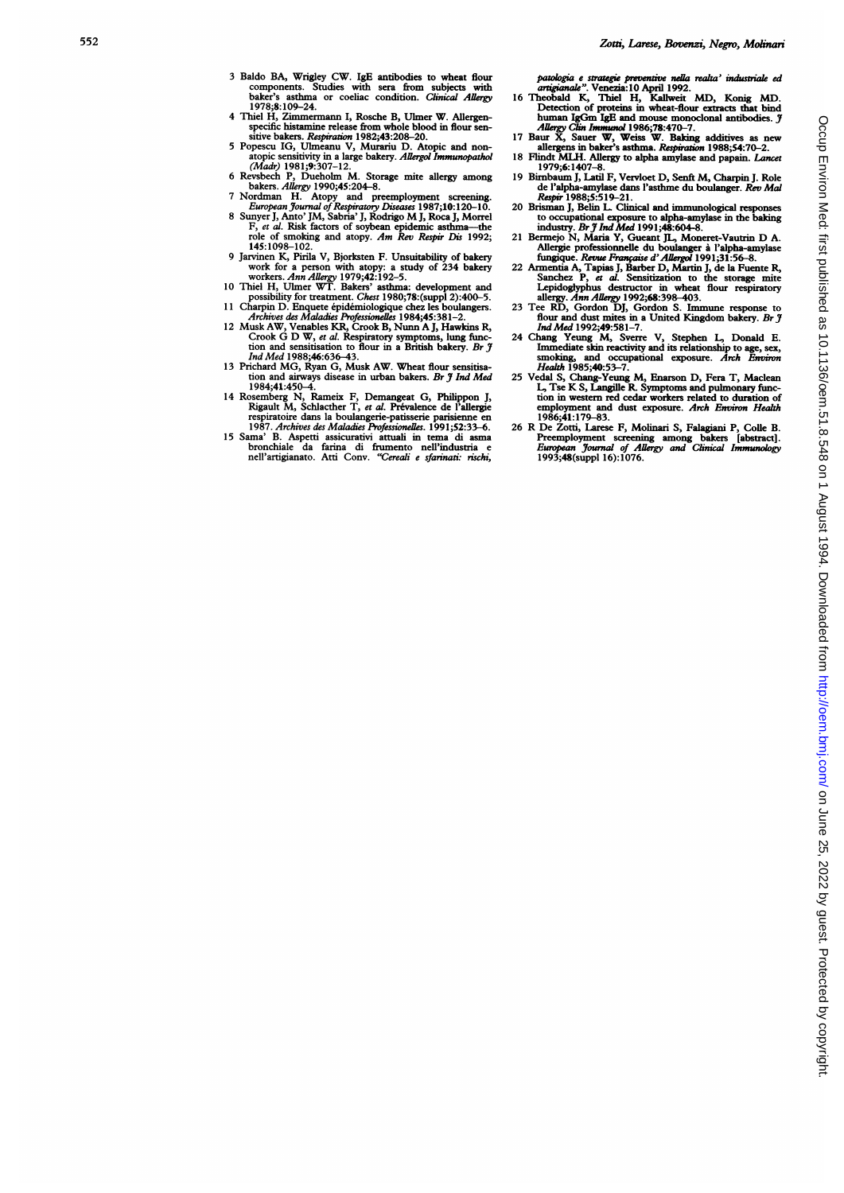3 Baldo BA, Wrigley CW. IgE antibodies to wheat flour components. Studies with sera from subjects with baker's asthma or coeliac condition. *Clinical Allergy* 1978;8:109–24.
4 Thiel H, Zimmermann I, Rosche B, Ulmer W. Allergen-specific histamine release from whole blood in flour sensitive bakers. *Respiration* 1982;43:208–20.
5 Popescu IG, Ulmeanu V, Murariu D. Atopic and non-atopic sensitivity in a large bakery. *Allergol Immunopathol (Madr)* 1981;9:307–12.
6 Revsbech P, Dueholm M. Storage mite allergy among bakers. *Allergy* 1990;45:204–8.
7 Nordman H. Atopy and preemployment screening. *European Journal of Respiratory Diseases* 1987;10:120–10.
8 Sunyer J, Anto' JM, Sabria' J, Rodrigo M J, Roca J, Morrel F, *et al.* Risk factors of soybean epidemic asthma—the role of smoking and atopy. *Am Rev Respir Dis* 1992; 145:1098–102.
9 Jarvinen K, Pirila V, Bjorksten F. Unsuitability of bakery work for a person with atopy: a study of 234 bakery workers. *Ann Allergy* 1979;42:192–5.
10 Thiel H, Ulmer WT. Bakers' asthma: development and possibility for treatment. *Chest* 1980;78:(suppl 2):400–5.
11 Charpin D. Enquete épidémiologique chez les boulangers. *Archives des Maladies Professionelles* 1984;45:381–2.
12 Musk AW, Venables KR, Crook B, Nunn A J, Hawkins R, Crook G D W, *et al.* Respiratory symptoms, lung function and sensitisation to flour in a British bakery. *Br J Ind Med* 1988;46:636–43.
13 Prichard MG, Ryan G, Musk AW. Wheat flour sensitisation and airways disease in urban bakers. *Br J Ind Med* 1984;41:450–4.
14 Rosemberg N, Rameix F, Demangeat G, Philippon J, Rigault M, Schlacther T, *et al.* Prévalence de l'allergie respiratoire dans la boulangerie-patisserie parisienne en 1987. *Archives des Maladies Professionelles.* 1991;52:33–6.
15 Sama' B. Aspetti assicurativi attuali in tema di asma bronchiale da farina di frumento nell'industria e nell'artigianato. Atti Conv. *"Cereali e sfarinati: rischi, patologia e strategie preventive nella realta' industriale ed artigianale"*. Venezia:10 April 1992.
16 Theobald K, Thiel H, Kallweit MD, Konig MD. Detection of proteins in wheat-flour extracts that bind human IgGm IgE and mouse monoclonal antibodies. *J Allergy Clin Immunol* 1986;78:470–7.
17 Baur X, Sauer W, Weiss W. Baking additives as new allergens in baker's asthma. *Respiration* 1988;54:70–2.
18 Flindt MLH. Allergy to alpha amylase and papain. *Lancet* 1979;6:1407–8.
19 Birnbaum J, Latil F, Vervloet D, Senft M, Charpin J. Role de l'alpha-amylase dans l'asthme du boulanger. *Rev Mal Respir* 1988;5:519–21.
20 Brisman J, Belin L. Clinical and immunological responses to occupational exposure to alpha-amylase in the baking industry. *Br J Ind Med* 1991;48:604–8.
21 Bermejo N, Maria Y, Gueant JL, Moneret-Vautrin D A. Allergie professionnelle du boulanger à l'alpha-amylase fungique. *Revue Française d'Allergol* 1991;31:56–8.
22 Armentia A, Tapias J, Barber D, Martin J, de la Fuente R, Sanchez P, *et al.* Sensitization to the storage mite Lepidoglyphus destructor in wheat flour respiratory allergy. *Ann Allergy* 1992;68:398–403.
23 Tee RD, Gordon DJ, Gordon S. Immune response to flour and dust mites in a United Kingdom bakery. *Br J Ind Med* 1992;49:581–7.
24 Chang Yeung M, Sverre V, Stephen L, Donald E. Immediate skin reactivity and its relationship to age, sex, smoking, and occupational exposure. *Arch Environ Health* 1985;40:53–7.
25 Vedal S, Chang-Yeung M, Enarson D, Fera T, Maclean L, Tse K S, Langille R. Symptoms and pulmonary function in western red cedar workers related to duration of employment and dust exposure. *Arch Environ Health* 1986;41:179–83.
26 R De Zotti, Larese F, Molinari S, Falagiani P, Colle B. Preemployment screening among bakers [abstract]. *European Journal of Allergy and Clinical Immunology* 1993;48(suppl 16):1076.